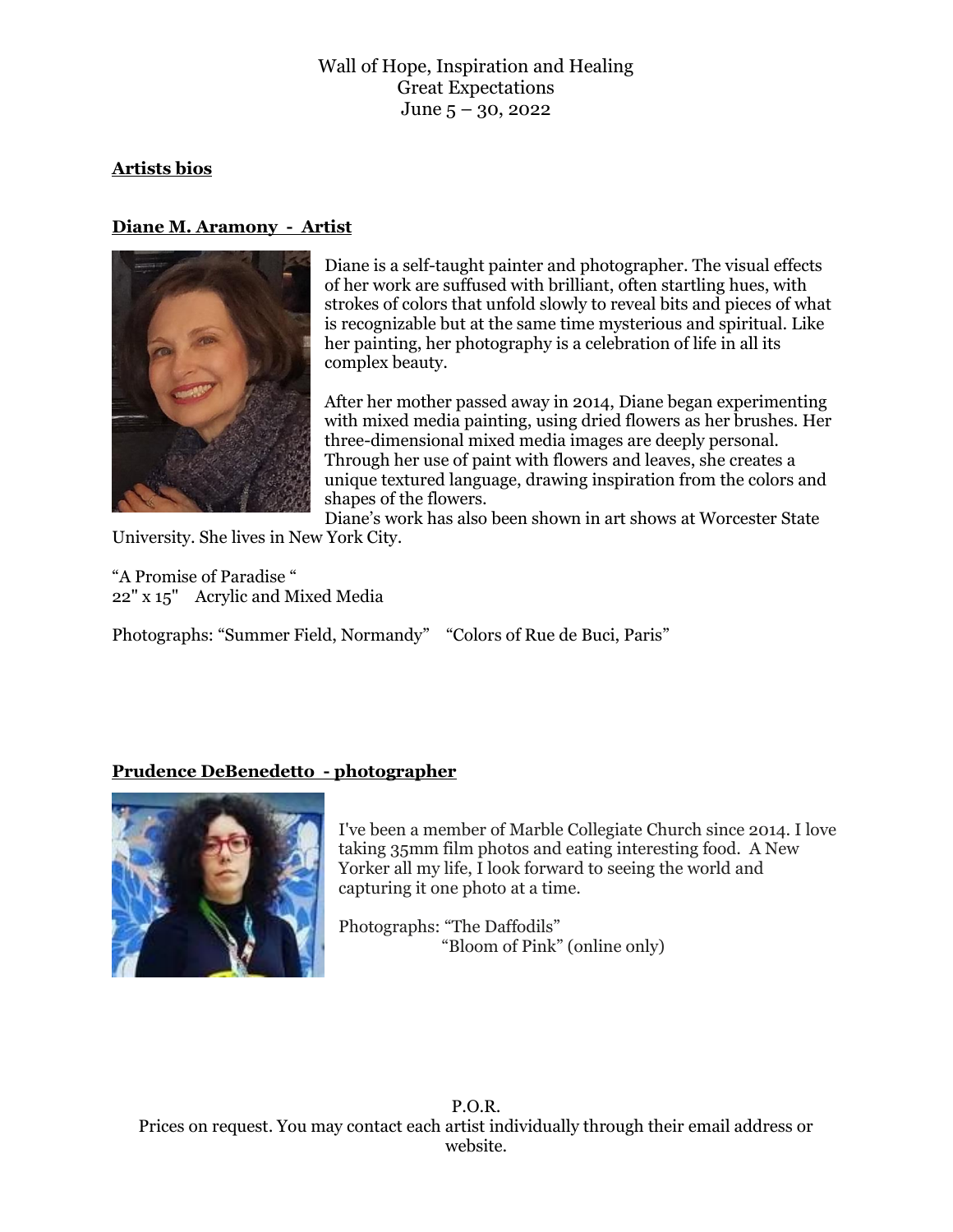Wall of Hope, Inspiration and Healing
Great Expectations
June 5 – 30, 2022

## Artists bios

### Diane M. Aramony - Artist

Diane is a self-taught painter and photographer. The visual effects of her work are suffused with brilliant, often startling hues, with strokes of colors that unfold slowly to reveal bits and pieces of what is recognizable but at the same time mysterious and spiritual. Like her painting, her photography is a celebration of life in all its complex beauty.

After her mother passed away in 2014, Diane began experimenting with mixed media painting, using dried flowers as her brushes. Her three-dimensional mixed media images are deeply personal. Through her use of paint with flowers and leaves, she creates a unique textured language, drawing inspiration from the colors and shapes of the flowers.
Diane's work has also been shown in art shows at Worcester State University. She lives in New York City.

"A Promise of Paradise "
22" x 15" Acrylic and Mixed Media

Photographs: "Summer Field, Normandy" "Colors of Rue de Buci, Paris"

### Prudence DeBenedetto - photographer

I've been a member of Marble Collegiate Church since 2014. I love taking 35mm film photos and eating interesting food. A New Yorker all my life, I look forward to seeing the world and capturing it one photo at a time.

Photographs: "The Daffodils"
"Bloom of Pink" (online only)

P.O.R.
Prices on request. You may contact each artist individually through their email address or website.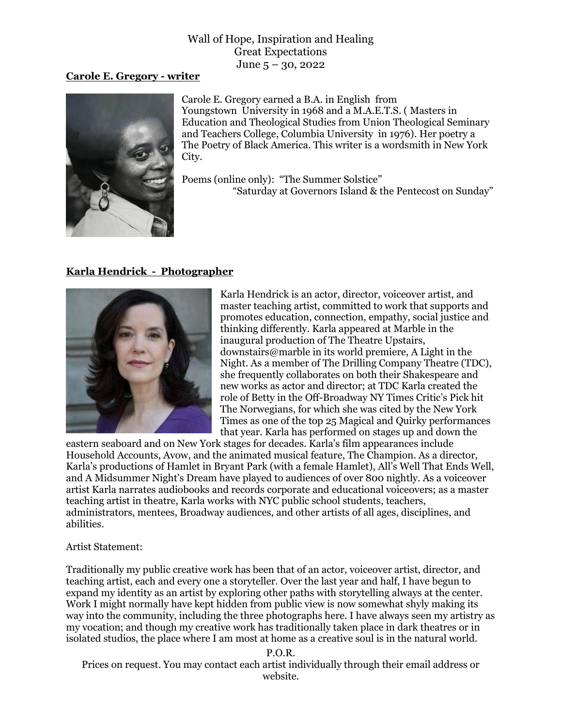Wall of Hope, Inspiration and Healing
Great Expectations
June 5 – 30, 2022

**Carole E. Gregory - writer**

Carole E. Gregory earned a B.A. in English from Youngstown University in 1968 and a M.A.E.T.S. ( Masters in Education and Theological Studies from Union Theological Seminary and Teachers College, Columbia University in 1976). Her poetry a The Poetry of Black America. This writer is a wordsmith in New York City.

Poems (online only): "The Summer Solstice"
"Saturday at Governors Island & the Pentecost on Sunday"

**Karla Hendrick - Photographer**

Karla Hendrick is an actor, director, voiceover artist, and master teaching artist, committed to work that supports and promotes education, connection, empathy, social justice and thinking differently. Karla appeared at Marble in the inaugural production of The Theatre Upstairs, downstairs@marble in its world premiere, A Light in the Night. As a member of The Drilling Company Theatre (TDC), she frequently collaborates on both their Shakespeare and new works as actor and director; at TDC Karla created the role of Betty in the Off-Broadway NY Times Critic's Pick hit The Norwegians, for which she was cited by the New York Times as one of the top 25 Magical and Quirky performances that year. Karla has performed on stages up and down the eastern seaboard and on New York stages for decades. Karla's film appearances include Household Accounts, Avow, and the animated musical feature, The Champion. As a director, Karla's productions of Hamlet in Bryant Park (with a female Hamlet), All's Well That Ends Well, and A Midsummer Night's Dream have played to audiences of over 800 nightly. As a voiceover artist Karla narrates audiobooks and records corporate and educational voiceovers; as a master teaching artist in theatre, Karla works with NYC public school students, teachers, administrators, mentees, Broadway audiences, and other artists of all ages, disciplines, and abilities.

Artist Statement:

Traditionally my public creative work has been that of an actor, voiceover artist, director, and teaching artist, each and every one a storyteller. Over the last year and half, I have begun to expand my identity as an artist by exploring other paths with storytelling always at the center. Work I might normally have kept hidden from public view is now somewhat shyly making its way into the community, including the three photographs here. I have always seen my artistry as my vocation; and though my creative work has traditionally taken place in dark theatres or in isolated studios, the place where I am most at home as a creative soul is in the natural world.

P.O.R.
Prices on request. You may contact each artist individually through their email address or website.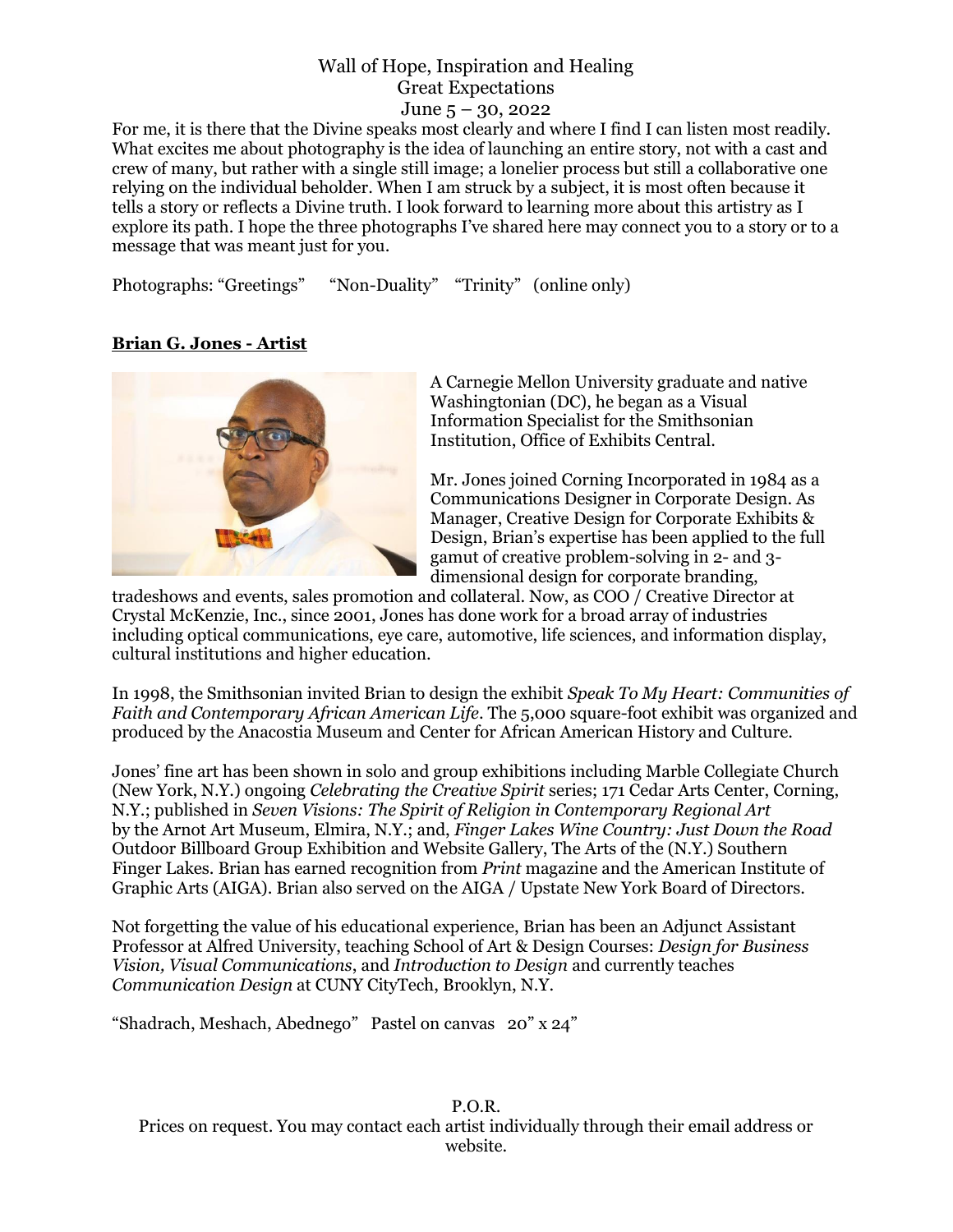For me, it is there that the Divine speaks most clearly and where I find I can listen most readily. What excites me about photography is the idea of launching an entire story, not with a cast and crew of many, but rather with a single still image; a lonelier process but still a collaborative one relying on the individual beholder. When I am struck by a subject, it is most often because it tells a story or reflects a Divine truth. I look forward to learning more about this artistry as I explore its path. I hope the three photographs I've shared here may connect you to a story or to a message that was meant just for you.

Photographs: "Greetings" "Non-Duality" "Trinity" (online only)

**Brian G. Jones - Artist**

A Carnegie Mellon University graduate and native Washingtonian (DC), he began as a Visual Information Specialist for the Smithsonian Institution, Office of Exhibits Central.

Mr. Jones joined Corning Incorporated in 1984 as a Communications Designer in Corporate Design. As Manager, Creative Design for Corporate Exhibits & Design, Brian's expertise has been applied to the full gamut of creative problem-solving in 2- and 3-dimensional design for corporate branding, tradeshows and events, sales promotion and collateral. Now, as COO / Creative Director at Crystal McKenzie, Inc., since 2001, Jones has done work for a broad array of industries including optical communications, eye care, automotive, life sciences, and information display, cultural institutions and higher education.

In 1998, the Smithsonian invited Brian to design the exhibit *Speak To My Heart: Communities of Faith and Contemporary African American Life*. The 5,000 square-foot exhibit was organized and produced by the Anacostia Museum and Center for African American History and Culture.

Jones' fine art has been shown in solo and group exhibitions including Marble Collegiate Church (New York, N.Y.) ongoing *Celebrating the Creative Spirit* series; 171 Cedar Arts Center, Corning, N.Y.; published in *Seven Visions: The Spirit of Religion in Contemporary Regional Art* by the Arnot Art Museum, Elmira, N.Y.; and, *Finger Lakes Wine Country: Just Down the Road* Outdoor Billboard Group Exhibition and Website Gallery, The Arts of the (N.Y.) Southern Finger Lakes. Brian has earned recognition from *Print* magazine and the American Institute of Graphic Arts (AIGA). Brian also served on the AIGA / Upstate New York Board of Directors.

Not forgetting the value of his educational experience, Brian has been an Adjunct Assistant Professor at Alfred University, teaching School of Art & Design Courses: *Design for Business Vision, Visual Communications*, and *Introduction to Design* and currently teaches *Communication Design* at CUNY CityTech, Brooklyn, N.Y.

"Shadrach, Meshach, Abednego" Pastel on canvas 20" x 24"

P.O.R.

Prices on request. You may contact each artist individually through their email address or website.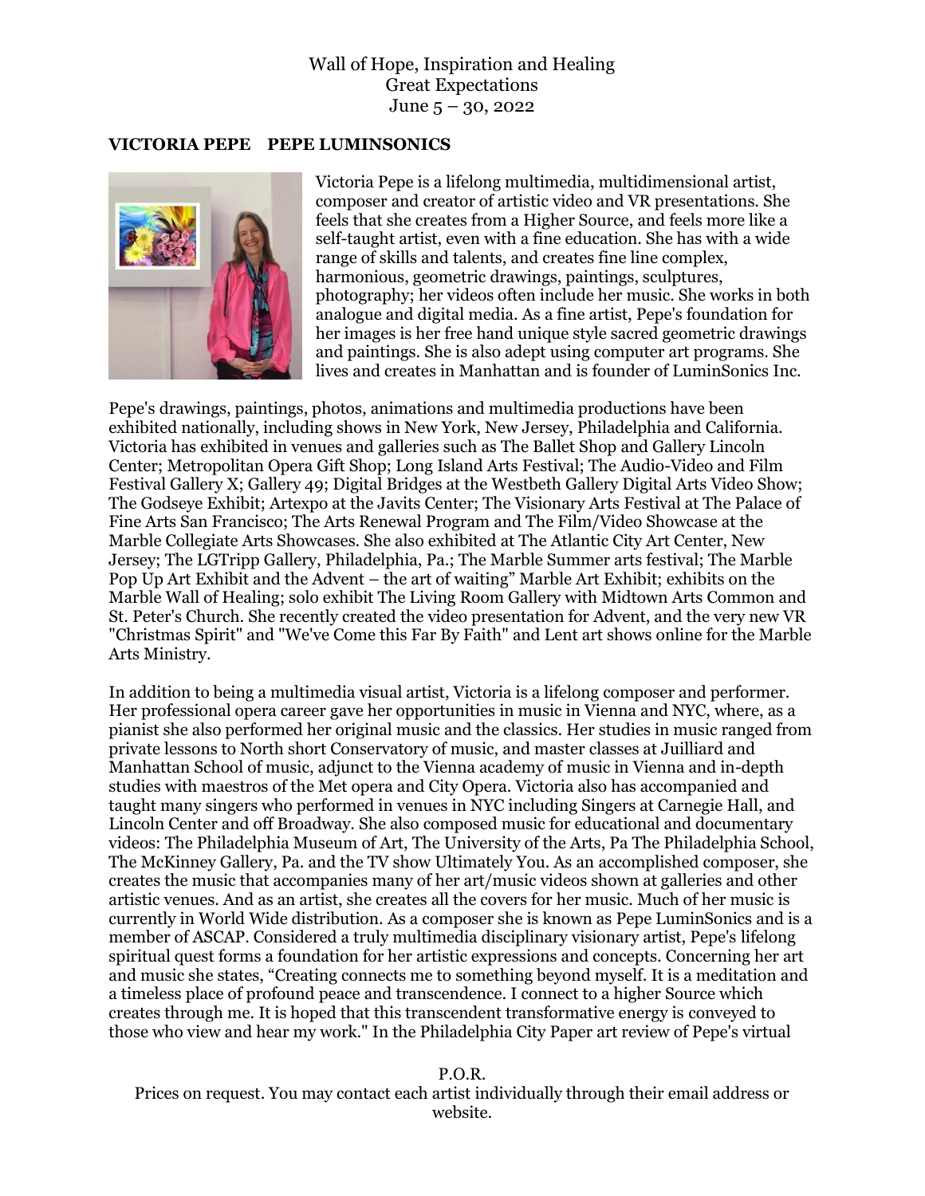Wall of Hope, Inspiration and Healing
Great Expectations
June 5 – 30, 2022

**VICTORIA PEPE PEPE LUMINSONICS**

Victoria Pepe is a lifelong multimedia, multidimensional artist, composer and creator of artistic video and VR presentations. She feels that she creates from a Higher Source, and feels more like a self-taught artist, even with a fine education. She has with a wide range of skills and talents, and creates fine line complex, harmonious, geometric drawings, paintings, sculptures, photography; her videos often include her music. She works in both analogue and digital media. As a fine artist, Pepe's foundation for her images is her free hand unique style sacred geometric drawings and paintings. She is also adept using computer art programs. She lives and creates in Manhattan and is founder of LuminSonics Inc.

Pepe's drawings, paintings, photos, animations and multimedia productions have been exhibited nationally, including shows in New York, New Jersey, Philadelphia and California. Victoria has exhibited in venues and galleries such as The Ballet Shop and Gallery Lincoln Center; Metropolitan Opera Gift Shop; Long Island Arts Festival; The Audio-Video and Film Festival Gallery X; Gallery 49; Digital Bridges at the Westbeth Gallery Digital Arts Video Show; The Godseye Exhibit; Artexpo at the Javits Center; The Visionary Arts Festival at The Palace of Fine Arts San Francisco; The Arts Renewal Program and The Film/Video Showcase at the Marble Collegiate Arts Showcases. She also exhibited at The Atlantic City Art Center, New Jersey; The LGTripp Gallery, Philadelphia, Pa.; The Marble Summer arts festival; The Marble Pop Up Art Exhibit and the Advent – the art of waiting" Marble Art Exhibit; exhibits on the Marble Wall of Healing; solo exhibit The Living Room Gallery with Midtown Arts Common and St. Peter's Church. She recently created the video presentation for Advent, and the very new VR "Christmas Spirit" and "We've Come this Far By Faith" and Lent art shows online for the Marble Arts Ministry.

In addition to being a multimedia visual artist, Victoria is a lifelong composer and performer. Her professional opera career gave her opportunities in music in Vienna and NYC, where, as a pianist she also performed her original music and the classics. Her studies in music ranged from private lessons to North short Conservatory of music, and master classes at Juilliard and Manhattan School of music, adjunct to the Vienna academy of music in Vienna and in-depth studies with maestros of the Met opera and City Opera. Victoria also has accompanied and taught many singers who performed in venues in NYC including Singers at Carnegie Hall, and Lincoln Center and off Broadway. She also composed music for educational and documentary videos: The Philadelphia Museum of Art, The University of the Arts, Pa The Philadelphia School, The McKinney Gallery, Pa. and the TV show Ultimately You. As an accomplished composer, she creates the music that accompanies many of her art/music videos shown at galleries and other artistic venues. And as an artist, she creates all the covers for her music. Much of her music is currently in World Wide distribution. As a composer she is known as Pepe LuminSonics and is a member of ASCAP. Considered a truly multimedia disciplinary visionary artist, Pepe's lifelong spiritual quest forms a foundation for her artistic expressions and concepts. Concerning her art and music she states, "Creating connects me to something beyond myself. It is a meditation and a timeless place of profound peace and transcendence. I connect to a higher Source which creates through me. It is hoped that this transcendent transformative energy is conveyed to those who view and hear my work." In the Philadelphia City Paper art review of Pepe's virtual

P.O.R.
Prices on request. You may contact each artist individually through their email address or website.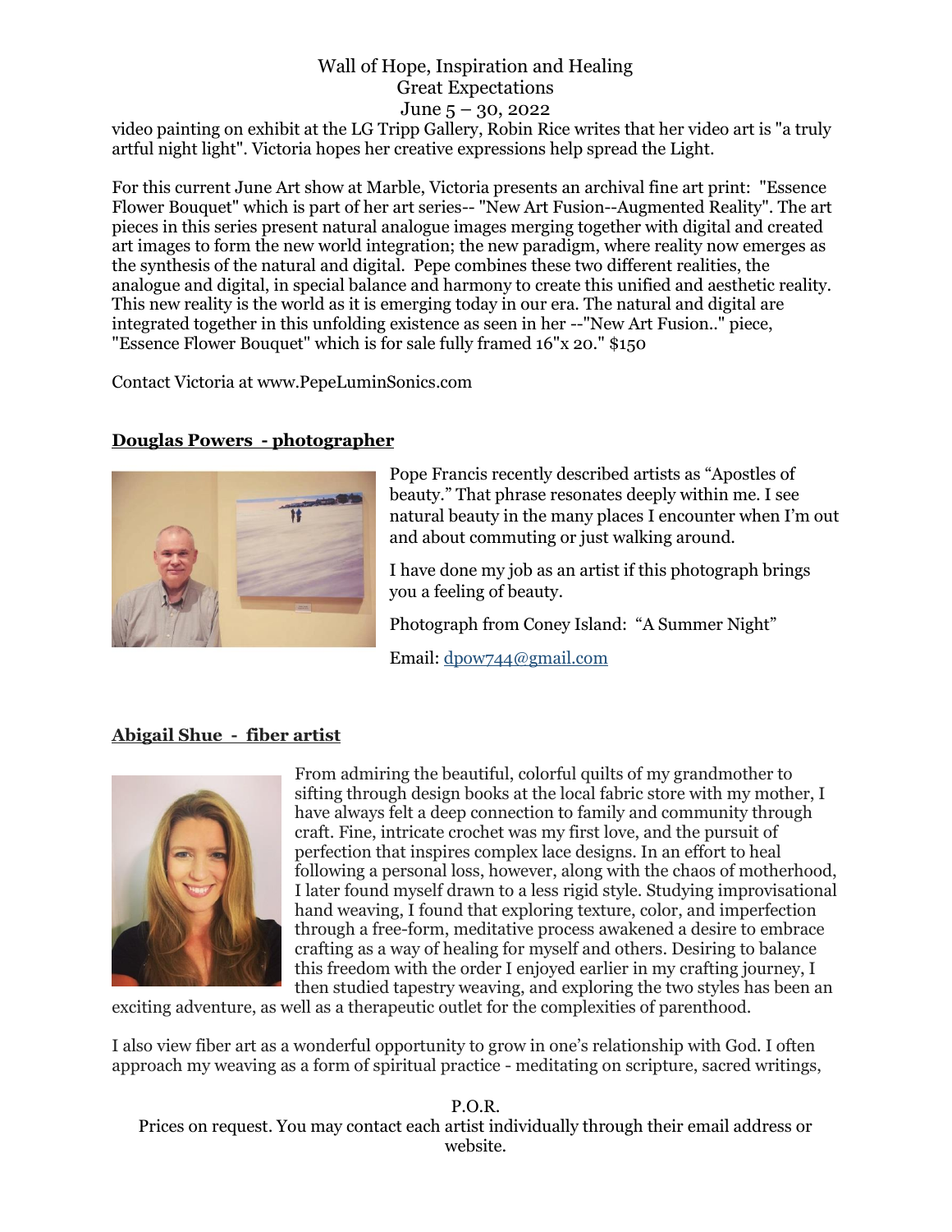video painting on exhibit at the LG Tripp Gallery, Robin Rice writes that her video art is "a truly artful night light". Victoria hopes her creative expressions help spread the Light.

For this current June Art show at Marble, Victoria presents an archival fine art print: "Essence Flower Bouquet" which is part of her art series-- "New Art Fusion--Augmented Reality". The art pieces in this series present natural analogue images merging together with digital and created art images to form the new world integration; the new paradigm, where reality now emerges as the synthesis of the natural and digital. Pepe combines these two different realities, the analogue and digital, in special balance and harmony to create this unified and aesthetic reality. This new reality is the world as it is emerging today in our era. The natural and digital are integrated together in this unfolding existence as seen in her --"New Art Fusion.." piece, "Essence Flower Bouquet" which is for sale fully framed 16"x 20." $150

Contact Victoria at www.PepeLuminSonics.com

**Douglas Powers - photographer**

Pope Francis recently described artists as "Apostles of beauty." That phrase resonates deeply within me. I see natural beauty in the many places I encounter when I'm out and about commuting or just walking around.

I have done my job as an artist if this photograph brings you a feeling of beauty.

Photograph from Coney Island: "A Summer Night"

Email: dpow744@gmail.com

**Abigail Shue - fiber artist**

From admiring the beautiful, colorful quilts of my grandmother to sifting through design books at the local fabric store with my mother, I have always felt a deep connection to family and community through craft. Fine, intricate crochet was my first love, and the pursuit of perfection that inspires complex lace designs. In an effort to heal following a personal loss, however, along with the chaos of motherhood, I later found myself drawn to a less rigid style. Studying improvisational hand weaving, I found that exploring texture, color, and imperfection through a free-form, meditative process awakened a desire to embrace crafting as a way of healing for myself and others. Desiring to balance this freedom with the order I enjoyed earlier in my crafting journey, I then studied tapestry weaving, and exploring the two styles has been an exciting adventure, as well as a therapeutic outlet for the complexities of parenthood.

I also view fiber art as a wonderful opportunity to grow in one's relationship with God. I often approach my weaving as a form of spiritual practice - meditating on scripture, sacred writings,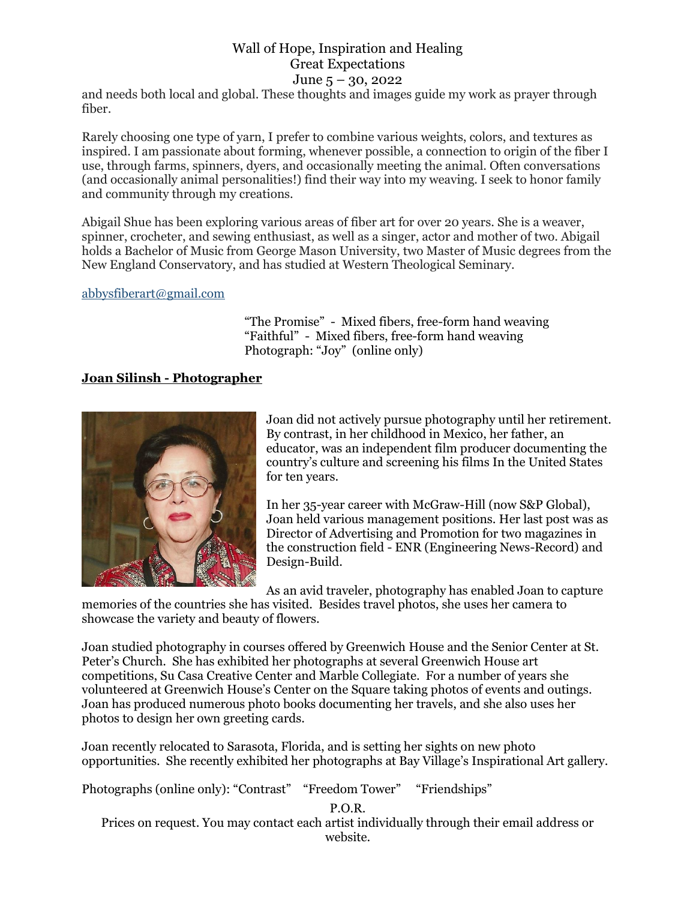and needs both local and global. These thoughts and images guide my work as prayer through fiber.

Rarely choosing one type of yarn, I prefer to combine various weights, colors, and textures as inspired. I am passionate about forming, whenever possible, a connection to origin of the fiber I use, through farms, spinners, dyers, and occasionally meeting the animal. Often conversations (and occasionally animal personalities!) find their way into my weaving. I seek to honor family and community through my creations.

Abigail Shue has been exploring various areas of fiber art for over 20 years. She is a weaver, spinner, crocheter, and sewing enthusiast, as well as a singer, actor and mother of two. Abigail holds a Bachelor of Music from George Mason University, two Master of Music degrees from the New England Conservatory, and has studied at Western Theological Seminary.

abbysfiberart@gmail.com

"The Promise" - Mixed fibers, free-form hand weaving
"Faithful" - Mixed fibers, free-form hand weaving
Photograph: "Joy" (online only)

**Joan Silinsh - Photographer**

Joan did not actively pursue photography until her retirement. By contrast, in her childhood in Mexico, her father, an educator, was an independent film producer documenting the country's culture and screening his films In the United States for ten years.

In her 35-year career with McGraw-Hill (now S&P Global), Joan held various management positions. Her last post was as Director of Advertising and Promotion for two magazines in the construction field - ENR (Engineering News-Record) and Design-Build.

As an avid traveler, photography has enabled Joan to capture memories of the countries she has visited. Besides travel photos, she uses her camera to showcase the variety and beauty of flowers.

Joan studied photography in courses offered by Greenwich House and the Senior Center at St. Peter's Church. She has exhibited her photographs at several Greenwich House art competitions, Su Casa Creative Center and Marble Collegiate. For a number of years she volunteered at Greenwich House's Center on the Square taking photos of events and outings. Joan has produced numerous photo books documenting her travels, and she also uses her photos to design her own greeting cards.

Joan recently relocated to Sarasota, Florida, and is setting her sights on new photo opportunities. She recently exhibited her photographs at Bay Village's Inspirational Art gallery.

Photographs (online only): "Contrast" "Freedom Tower" "Friendships"

P.O.R.
Prices on request. You may contact each artist individually through their email address or website.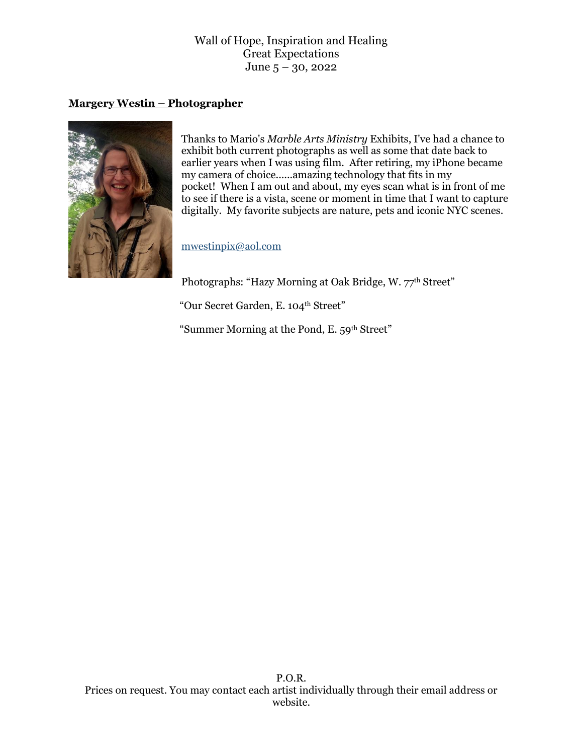Wall of Hope, Inspiration and Healing
Great Expectations
June 5 – 30, 2022

## Margery Westin – Photographer

Thanks to Mario's *Marble Arts Ministry* Exhibits, I've had a chance to exhibit both current photographs as well as some that date back to earlier years when I was using film. After retiring, my iPhone became my camera of choice……amazing technology that fits in my pocket! When I am out and about, my eyes scan what is in front of me to see if there is a vista, scene or moment in time that I want to capture digitally. My favorite subjects are nature, pets and iconic NYC scenes.

mwestinpix@aol.com

Photographs: "Hazy Morning at Oak Bridge, W. 77th Street"

"Our Secret Garden, E. 104th Street"

"Summer Morning at the Pond, E. 59th Street"

P.O.R.
Prices on request. You may contact each artist individually through their email address or website.